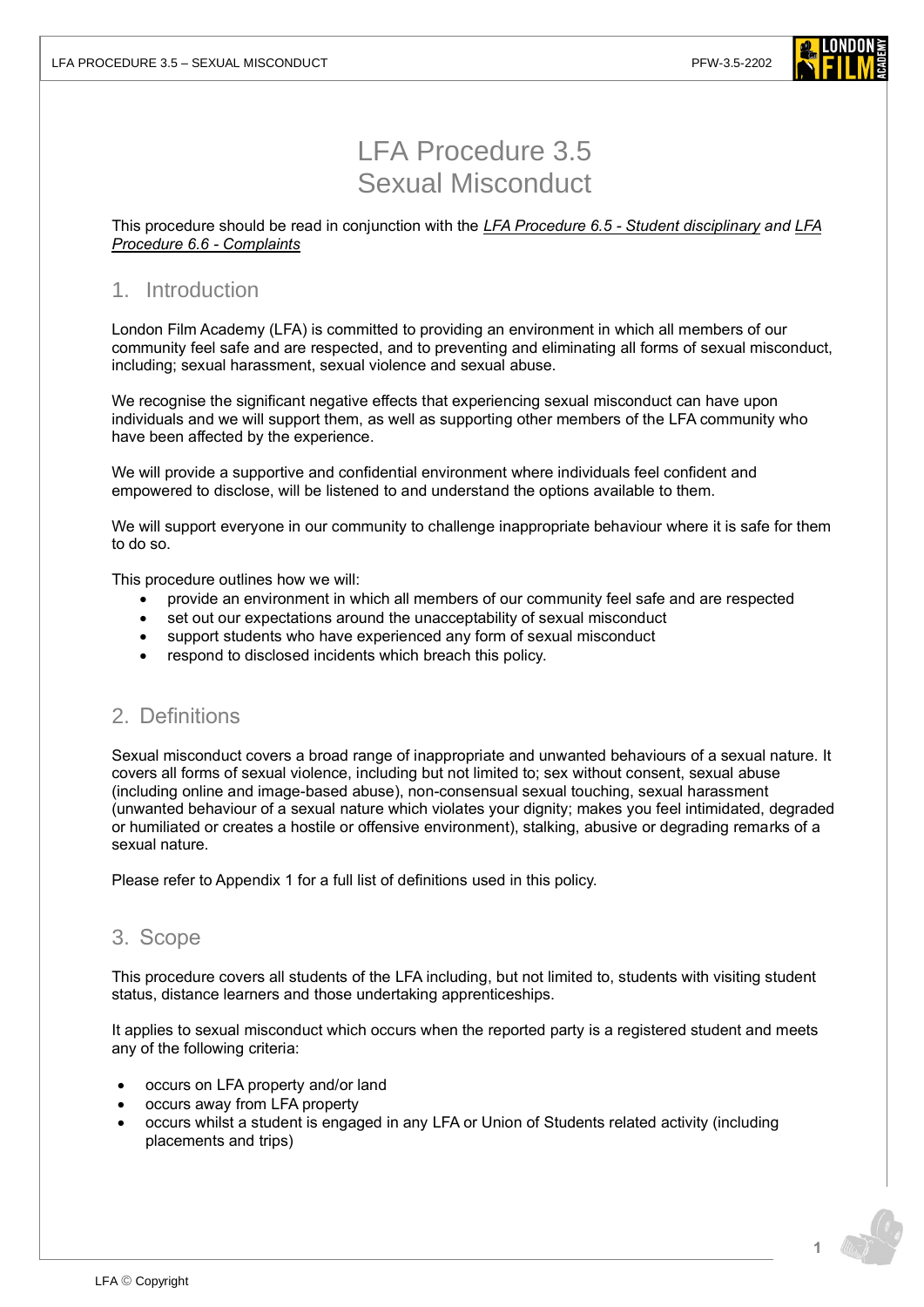# LFA Procedure 3.5
# Sexual Misconduct

This procedure should be read in conjunction with the *LFA Procedure 6.5 - Student disciplinary and LFA Procedure 6.6 - Complaints*

## 1. Introduction

London Film Academy (LFA) is committed to providing an environment in which all members of our community feel safe and are respected, and to preventing and eliminating all forms of sexual misconduct, including; sexual harassment, sexual violence and sexual abuse.

We recognise the significant negative effects that experiencing sexual misconduct can have upon individuals and we will support them, as well as supporting other members of the LFA community who have been affected by the experience.

We will provide a supportive and confidential environment where individuals feel confident and empowered to disclose, will be listened to and understand the options available to them.

We will support everyone in our community to challenge inappropriate behaviour where it is safe for them to do so.

This procedure outlines how we will:

- provide an environment in which all members of our community feel safe and are respected
- set out our expectations around the unacceptability of sexual misconduct
- support students who have experienced any form of sexual misconduct
- respond to disclosed incidents which breach this policy.

## 2. Definitions

Sexual misconduct covers a broad range of inappropriate and unwanted behaviours of a sexual nature. It covers all forms of sexual violence, including but not limited to; sex without consent, sexual abuse (including online and image-based abuse), non-consensual sexual touching, sexual harassment (unwanted behaviour of a sexual nature which violates your dignity; makes you feel intimidated, degraded or humiliated or creates a hostile or offensive environment), stalking, abusive or degrading remarks of a sexual nature.

Please refer to Appendix 1 for a full list of definitions used in this policy.

## 3. Scope

This procedure covers all students of the LFA including, but not limited to, students with visiting student status, distance learners and those undertaking apprenticeships.

It applies to sexual misconduct which occurs when the reported party is a registered student and meets any of the following criteria:

- occurs on LFA property and/or land
- occurs away from LFA property
- occurs whilst a student is engaged in any LFA or Union of Students related activity (including placements and trips)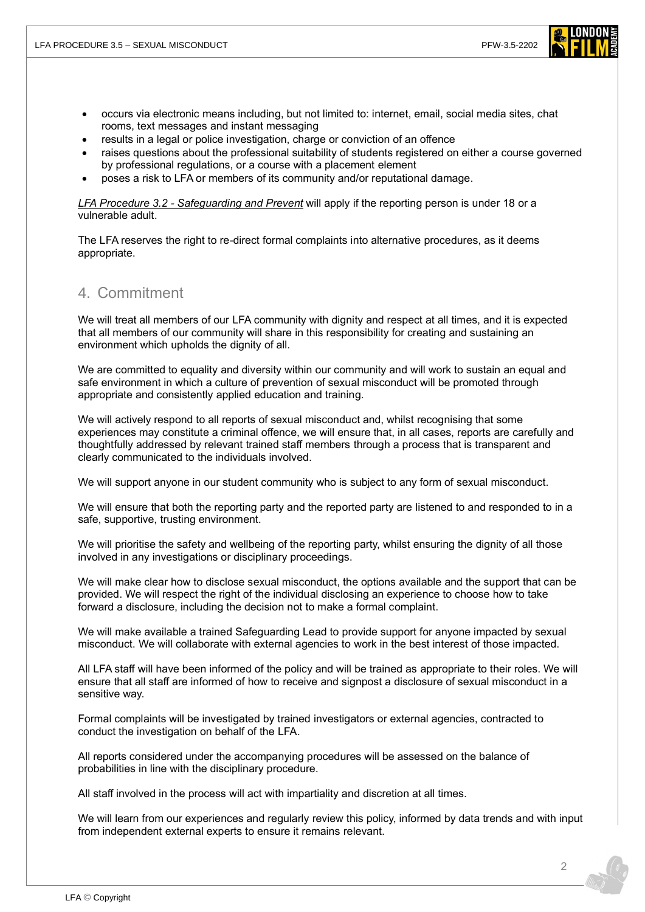- occurs via electronic means including, but not limited to: internet, email, social media sites, chat rooms, text messages and instant messaging
- results in a legal or police investigation, charge or conviction of an offence
- raises questions about the professional suitability of students registered on either a course governed by professional regulations, or a course with a placement element
- poses a risk to LFA or members of its community and/or reputational damage.

*LFA Procedure 3.2 - Safeguarding and Prevent* will apply if the reporting person is under 18 or a vulnerable adult.

The LFA reserves the right to re-direct formal complaints into alternative procedures, as it deems appropriate.

## 4. Commitment

We will treat all members of our LFA community with dignity and respect at all times, and it is expected that all members of our community will share in this responsibility for creating and sustaining an environment which upholds the dignity of all.

We are committed to equality and diversity within our community and will work to sustain an equal and safe environment in which a culture of prevention of sexual misconduct will be promoted through appropriate and consistently applied education and training.

We will actively respond to all reports of sexual misconduct and, whilst recognising that some experiences may constitute a criminal offence, we will ensure that, in all cases, reports are carefully and thoughtfully addressed by relevant trained staff members through a process that is transparent and clearly communicated to the individuals involved.

We will support anyone in our student community who is subject to any form of sexual misconduct.

We will ensure that both the reporting party and the reported party are listened to and responded to in a safe, supportive, trusting environment.

We will prioritise the safety and wellbeing of the reporting party, whilst ensuring the dignity of all those involved in any investigations or disciplinary proceedings.

We will make clear how to disclose sexual misconduct, the options available and the support that can be provided. We will respect the right of the individual disclosing an experience to choose how to take forward a disclosure, including the decision not to make a formal complaint.

We will make available a trained Safeguarding Lead to provide support for anyone impacted by sexual misconduct. We will collaborate with external agencies to work in the best interest of those impacted.

All LFA staff will have been informed of the policy and will be trained as appropriate to their roles. We will ensure that all staff are informed of how to receive and signpost a disclosure of sexual misconduct in a sensitive way.

Formal complaints will be investigated by trained investigators or external agencies, contracted to conduct the investigation on behalf of the LFA.

All reports considered under the accompanying procedures will be assessed on the balance of probabilities in line with the disciplinary procedure.

All staff involved in the process will act with impartiality and discretion at all times.

We will learn from our experiences and regularly review this policy, informed by data trends and with input from independent external experts to ensure it remains relevant.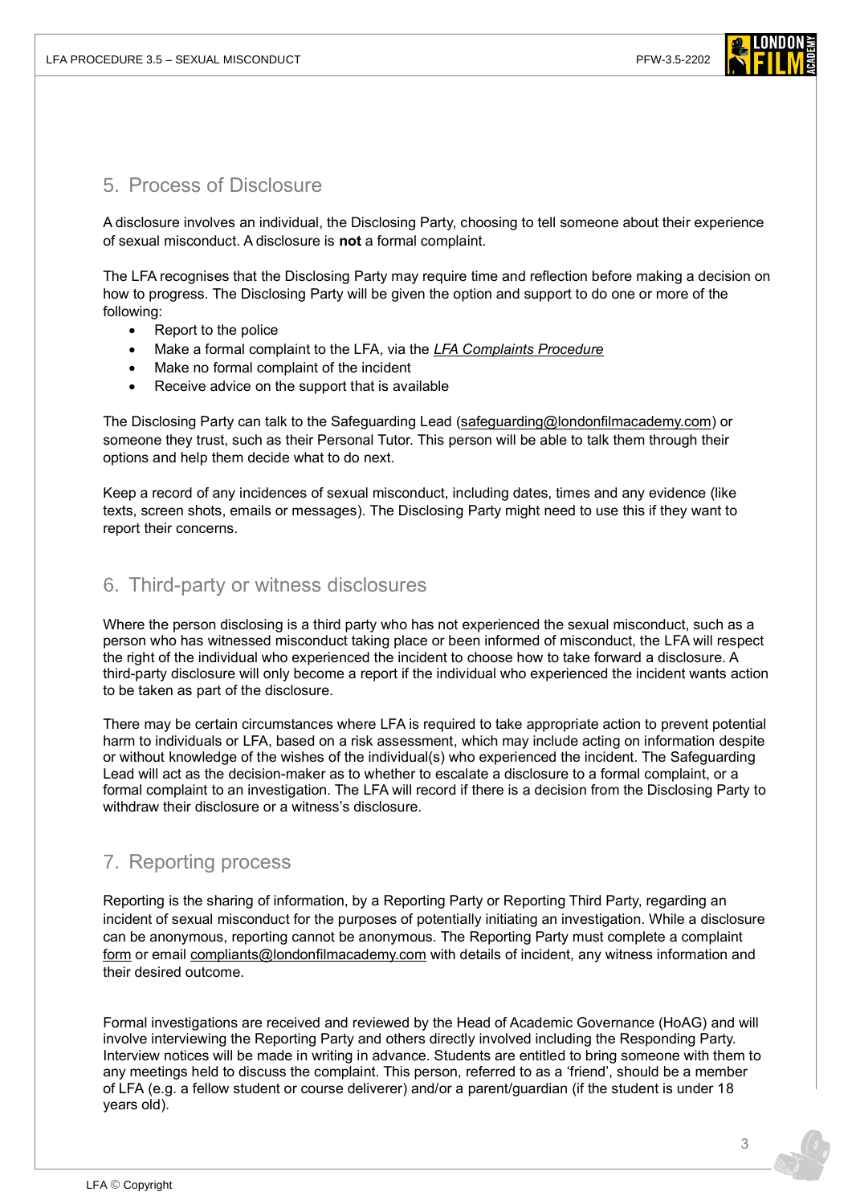## 5. Process of Disclosure

A disclosure involves an individual, the Disclosing Party, choosing to tell someone about their experience of sexual misconduct. A disclosure is **not** a formal complaint.

The LFA recognises that the Disclosing Party may require time and reflection before making a decision on how to progress. The Disclosing Party will be given the option and support to do one or more of the following:

- Report to the police
- Make a formal complaint to the LFA, via the *LFA Complaints Procedure*
- Make no formal complaint of the incident
- Receive advice on the support that is available

The Disclosing Party can talk to the Safeguarding Lead (safeguarding@londonfilmacademy.com) or someone they trust, such as their Personal Tutor. This person will be able to talk them through their options and help them decide what to do next.

Keep a record of any incidences of sexual misconduct, including dates, times and any evidence (like texts, screen shots, emails or messages). The Disclosing Party might need to use this if they want to report their concerns.

## 6. Third-party or witness disclosures

Where the person disclosing is a third party who has not experienced the sexual misconduct, such as a person who has witnessed misconduct taking place or been informed of misconduct, the LFA will respect the right of the individual who experienced the incident to choose how to take forward a disclosure. A third-party disclosure will only become a report if the individual who experienced the incident wants action to be taken as part of the disclosure.

There may be certain circumstances where LFA is required to take appropriate action to prevent potential harm to individuals or LFA, based on a risk assessment, which may include acting on information despite or without knowledge of the wishes of the individual(s) who experienced the incident. The Safeguarding Lead will act as the decision-maker as to whether to escalate a disclosure to a formal complaint, or a formal complaint to an investigation. The LFA will record if there is a decision from the Disclosing Party to withdraw their disclosure or a witness's disclosure.

## 7. Reporting process

Reporting is the sharing of information, by a Reporting Party or Reporting Third Party, regarding an incident of sexual misconduct for the purposes of potentially initiating an investigation. While a disclosure can be anonymous, reporting cannot be anonymous. The Reporting Party must complete a complaint form or email compliants@londonfilmacademy.com with details of incident, any witness information and their desired outcome.

Formal investigations are received and reviewed by the Head of Academic Governance (HoAG) and will involve interviewing the Reporting Party and others directly involved including the Responding Party. Interview notices will be made in writing in advance. Students are entitled to bring someone with them to any meetings held to discuss the complaint. This person, referred to as a 'friend', should be a member of LFA (e.g. a fellow student or course deliverer) and/or a parent/guardian (if the student is under 18 years old).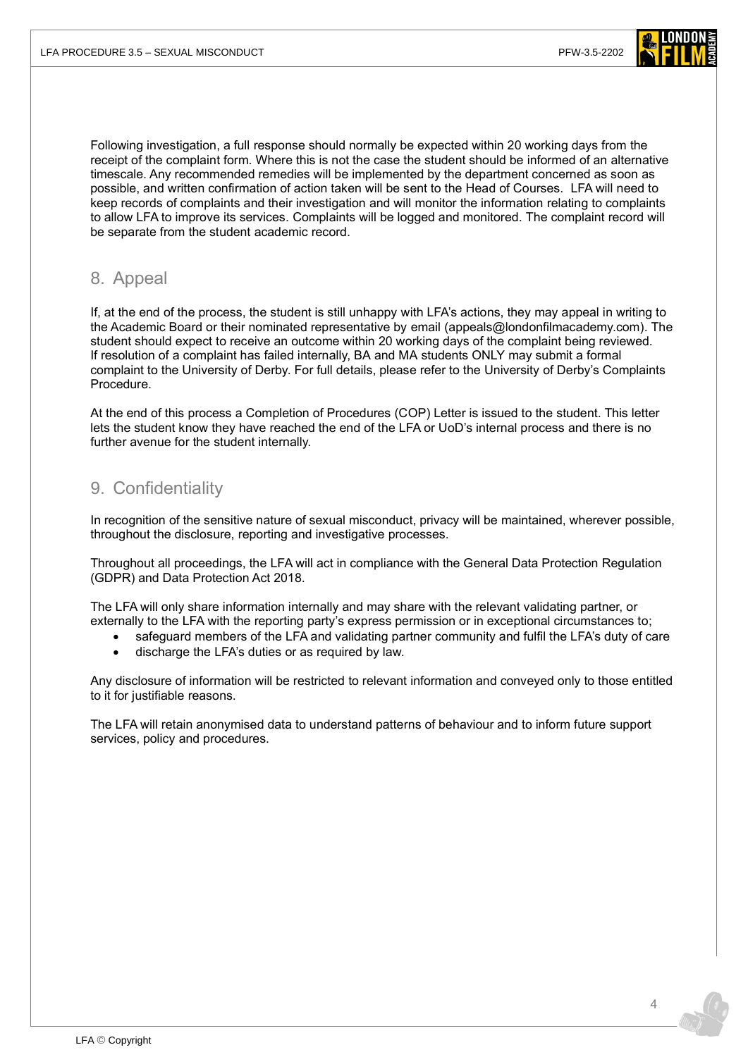Following investigation, a full response should normally be expected within 20 working days from the receipt of the complaint form. Where this is not the case the student should be informed of an alternative timescale. Any recommended remedies will be implemented by the department concerned as soon as possible, and written confirmation of action taken will be sent to the Head of Courses. LFA will need to keep records of complaints and their investigation and will monitor the information relating to complaints to allow LFA to improve its services. Complaints will be logged and monitored. The complaint record will be separate from the student academic record.

## 8. Appeal

If, at the end of the process, the student is still unhappy with LFA's actions, they may appeal in writing to the Academic Board or their nominated representative by email (appeals@londonfilmacademy.com). The student should expect to receive an outcome within 20 working days of the complaint being reviewed. If resolution of a complaint has failed internally, BA and MA students ONLY may submit a formal complaint to the University of Derby. For full details, please refer to the University of Derby's Complaints Procedure.

At the end of this process a Completion of Procedures (COP) Letter is issued to the student. This letter lets the student know they have reached the end of the LFA or UoD's internal process and there is no further avenue for the student internally.

## 9. Confidentiality

In recognition of the sensitive nature of sexual misconduct, privacy will be maintained, wherever possible, throughout the disclosure, reporting and investigative processes.

Throughout all proceedings, the LFA will act in compliance with the General Data Protection Regulation (GDPR) and Data Protection Act 2018.

The LFA will only share information internally and may share with the relevant validating partner, or externally to the LFA with the reporting party's express permission or in exceptional circumstances to;

- safeguard members of the LFA and validating partner community and fulfil the LFA's duty of care
- discharge the LFA's duties or as required by law.

Any disclosure of information will be restricted to relevant information and conveyed only to those entitled to it for justifiable reasons.

The LFA will retain anonymised data to understand patterns of behaviour and to inform future support services, policy and procedures.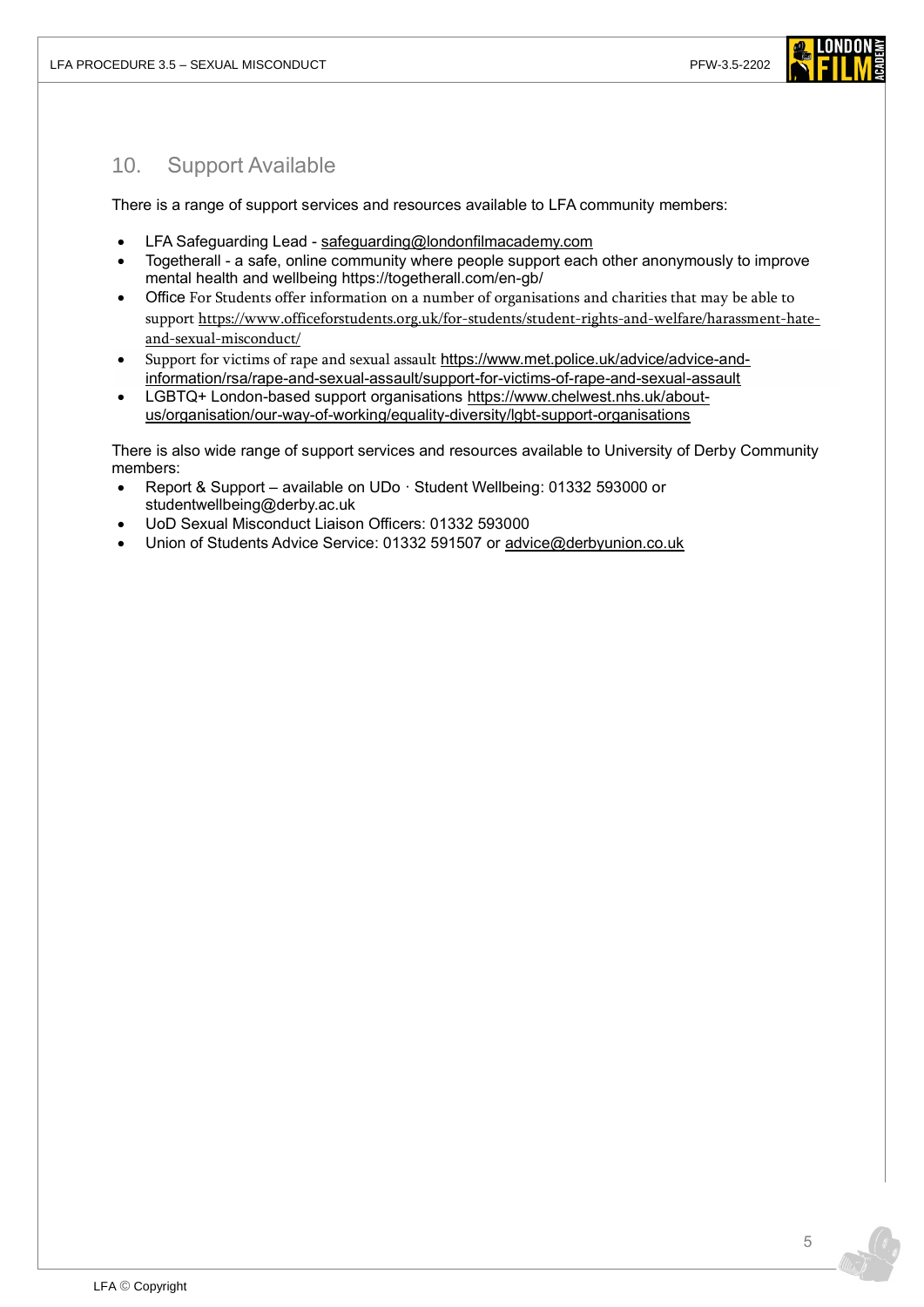## 10. Support Available

There is a range of support services and resources available to LFA community members:

- LFA Safeguarding Lead - safeguarding@londonfilmacademy.com
- Togetherall - a safe, online community where people support each other anonymously to improve mental health and wellbeing https://togetherall.com/en-gb/
- Office For Students offer information on a number of organisations and charities that may be able to support https://www.officeforstudents.org.uk/for-students/student-rights-and-welfare/harassment-hate-and-sexual-misconduct/
- Support for victims of rape and sexual assault https://www.met.police.uk/advice/advice-and-information/rsa/rape-and-sexual-assault/support-for-victims-of-rape-and-sexual-assault
- LGBTQ+ London-based support organisations https://www.chelwest.nhs.uk/about-us/organisation/our-way-of-working/equality-diversity/lgbt-support-organisations

There is also wide range of support services and resources available to University of Derby Community members:

- Report & Support – available on UDo · Student Wellbeing: 01332 593000 or studentwellbeing@derby.ac.uk
- UoD Sexual Misconduct Liaison Officers: 01332 593000
- Union of Students Advice Service: 01332 591507 or advice@derbyunion.co.uk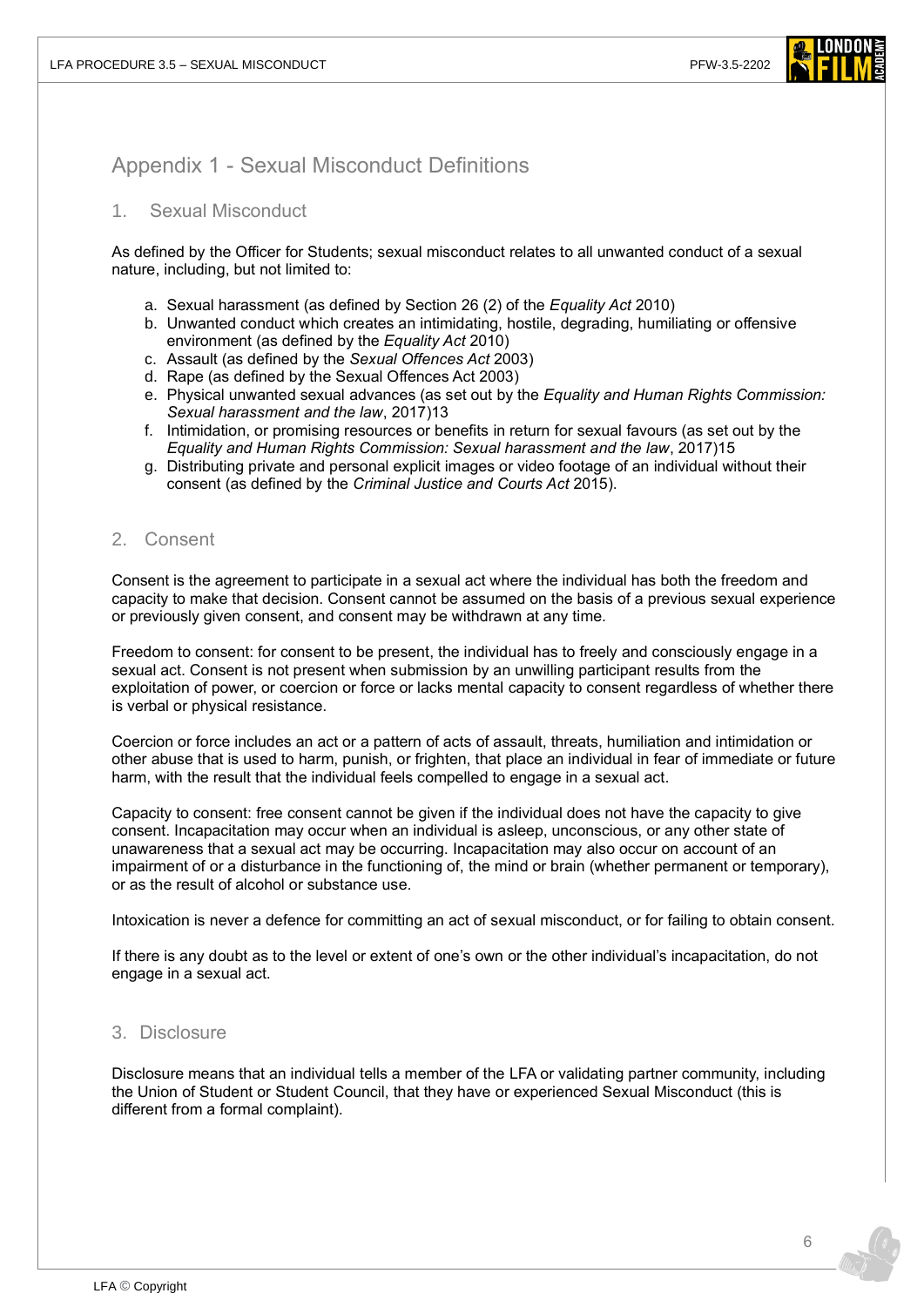# Appendix 1 - Sexual Misconduct Definitions

## 1. Sexual Misconduct

As defined by the Officer for Students; sexual misconduct relates to all unwanted conduct of a sexual nature, including, but not limited to:

a. Sexual harassment (as defined by Section 26 (2) of the *Equality Act* 2010)
b. Unwanted conduct which creates an intimidating, hostile, degrading, humiliating or offensive environment (as defined by the *Equality Act* 2010)
c. Assault (as defined by the *Sexual Offences Act* 2003)
d. Rape (as defined by the Sexual Offences Act 2003)
e. Physical unwanted sexual advances (as set out by the *Equality and Human Rights Commission: Sexual harassment and the law*, 2017)13
f. Intimidation, or promising resources or benefits in return for sexual favours (as set out by the *Equality and Human Rights Commission: Sexual harassment and the law*, 2017)15
g. Distributing private and personal explicit images or video footage of an individual without their consent (as defined by the *Criminal Justice and Courts Act* 2015).

## 2. Consent

Consent is the agreement to participate in a sexual act where the individual has both the freedom and capacity to make that decision. Consent cannot be assumed on the basis of a previous sexual experience or previously given consent, and consent may be withdrawn at any time.

Freedom to consent: for consent to be present, the individual has to freely and consciously engage in a sexual act. Consent is not present when submission by an unwilling participant results from the exploitation of power, or coercion or force or lacks mental capacity to consent regardless of whether there is verbal or physical resistance.

Coercion or force includes an act or a pattern of acts of assault, threats, humiliation and intimidation or other abuse that is used to harm, punish, or frighten, that place an individual in fear of immediate or future harm, with the result that the individual feels compelled to engage in a sexual act.

Capacity to consent: free consent cannot be given if the individual does not have the capacity to give consent. Incapacitation may occur when an individual is asleep, unconscious, or any other state of unawareness that a sexual act may be occurring. Incapacitation may also occur on account of an impairment of or a disturbance in the functioning of, the mind or brain (whether permanent or temporary), or as the result of alcohol or substance use.

Intoxication is never a defence for committing an act of sexual misconduct, or for failing to obtain consent.

If there is any doubt as to the level or extent of one's own or the other individual's incapacitation, do not engage in a sexual act.

## 3. Disclosure

Disclosure means that an individual tells a member of the LFA or validating partner community, including the Union of Student or Student Council, that they have or experienced Sexual Misconduct (this is different from a formal complaint).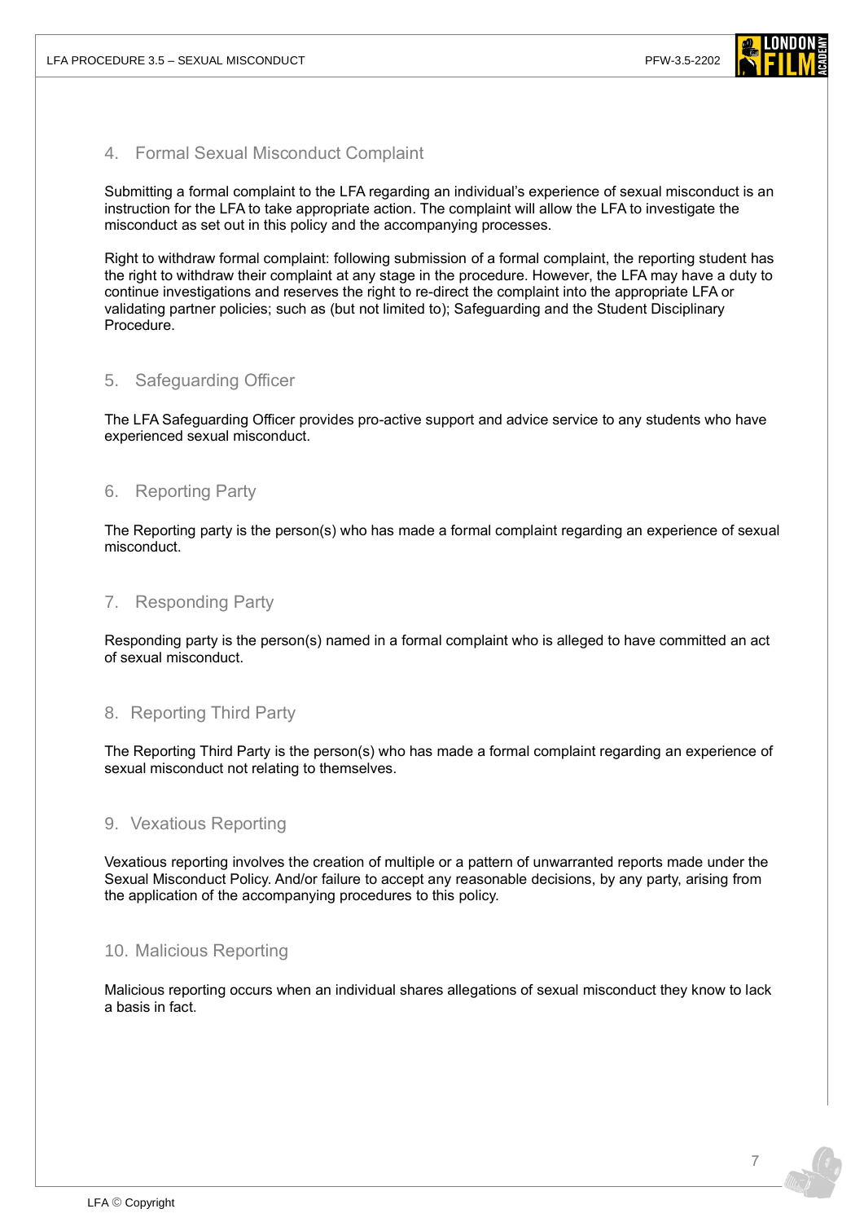## 4. Formal Sexual Misconduct Complaint

Submitting a formal complaint to the LFA regarding an individual's experience of sexual misconduct is an instruction for the LFA to take appropriate action. The complaint will allow the LFA to investigate the misconduct as set out in this policy and the accompanying processes.

Right to withdraw formal complaint: following submission of a formal complaint, the reporting student has the right to withdraw their complaint at any stage in the procedure. However, the LFA may have a duty to continue investigations and reserves the right to re-direct the complaint into the appropriate LFA or validating partner policies; such as (but not limited to); Safeguarding and the Student Disciplinary Procedure.

## 5. Safeguarding Officer

The LFA Safeguarding Officer provides pro-active support and advice service to any students who have experienced sexual misconduct.

## 6. Reporting Party

The Reporting party is the person(s) who has made a formal complaint regarding an experience of sexual misconduct.

## 7. Responding Party

Responding party is the person(s) named in a formal complaint who is alleged to have committed an act of sexual misconduct.

## 8. Reporting Third Party

The Reporting Third Party is the person(s) who has made a formal complaint regarding an experience of sexual misconduct not relating to themselves.

## 9. Vexatious Reporting

Vexatious reporting involves the creation of multiple or a pattern of unwarranted reports made under the Sexual Misconduct Policy. And/or failure to accept any reasonable decisions, by any party, arising from the application of the accompanying procedures to this policy.

## 10. Malicious Reporting

Malicious reporting occurs when an individual shares allegations of sexual misconduct they know to lack a basis in fact.